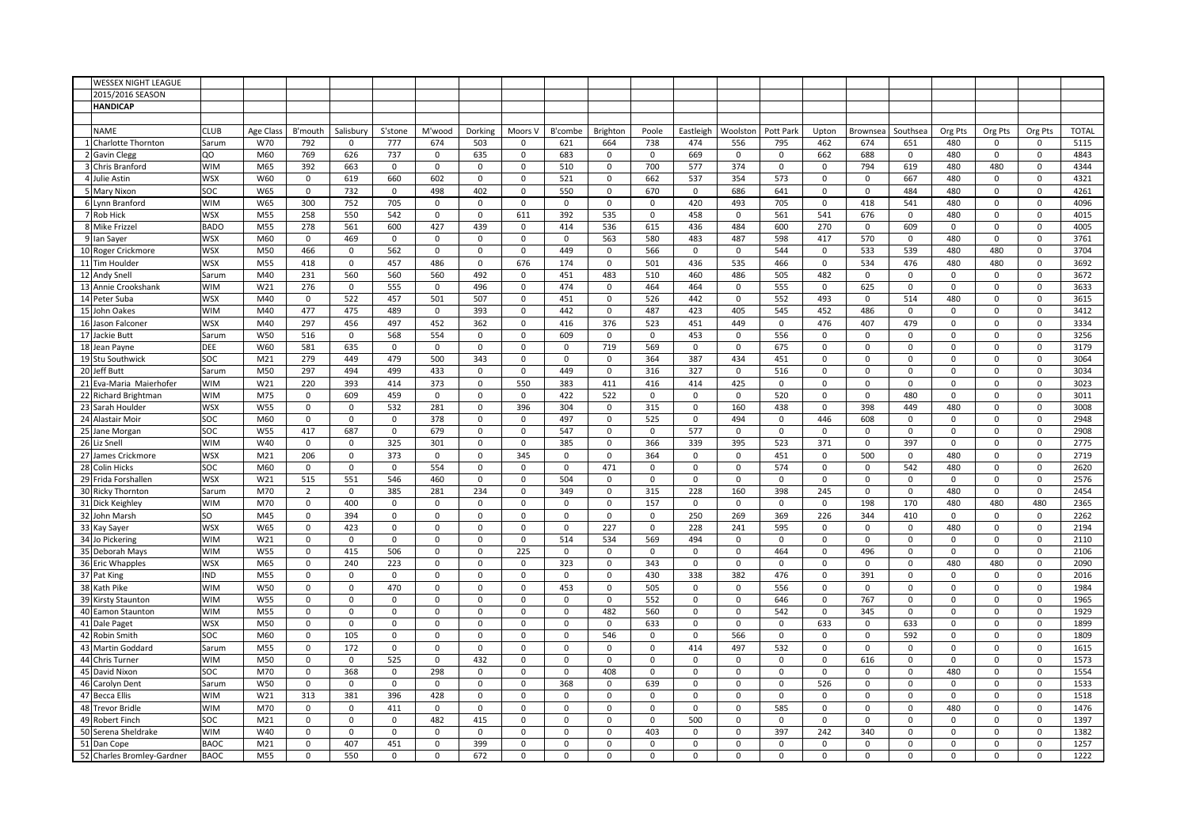WESSEX NIGHT LEAGUE

2015/2016 SEASON

**HANDICAP**

| | NAME | CLUB | Age Class | B'mouth | Salisbury | S'stone | M'wood | Dorking | Moors V | B'combe | Brighton | Poole | Eastleigh | Woolston | Pott Park | Upton | Brownsea | Southsea | Org Pts | Org Pts | Org Pts | TOTAL |
|---|---|---|---|---|---|---|---|---|---|---|---|---|---|---|---|---|---|---|---|---|---|---|
| 1 | Charlotte Thornton | Sarum | W70 | 792 | 0 | 777 | 674 | 503 | 0 | 621 | 664 | 738 | 474 | 556 | 795 | 462 | 674 | 651 | 480 | 0 | 0 | 5115 |
| 2 | Gavin Clegg | QO | M60 | 769 | 626 | 737 | 0 | 635 | 0 | 683 | 0 | 0 | 669 | 0 | 0 | 662 | 688 | 0 | 480 | 0 | 0 | 4843 |
| 3 | Chris Branford | WIM | M65 | 392 | 663 | 0 | 0 | 0 | 0 | 510 | 0 | 700 | 577 | 374 | 0 | 0 | 794 | 619 | 480 | 480 | 0 | 4344 |
| 4 | Julie Astin | WSX | W60 | 0 | 619 | 660 | 602 | 0 | 0 | 521 | 0 | 662 | 537 | 354 | 573 | 0 | 0 | 667 | 480 | 0 | 0 | 4321 |
| 5 | Mary Nixon | SOC | W65 | 0 | 732 | 0 | 498 | 402 | 0 | 550 | 0 | 670 | 0 | 686 | 641 | 0 | 0 | 484 | 480 | 0 | 0 | 4261 |
| 6 | Lynn Branford | WIM | W65 | 300 | 752 | 705 | 0 | 0 | 0 | 0 | 0 | 0 | 420 | 493 | 705 | 0 | 418 | 541 | 480 | 0 | 0 | 4096 |
| 7 | Rob Hick | WSX | M55 | 258 | 550 | 542 | 0 | 0 | 611 | 392 | 535 | 0 | 458 | 0 | 561 | 541 | 676 | 0 | 480 | 0 | 0 | 4015 |
| 8 | Mike Frizzel | BADO | M55 | 278 | 561 | 600 | 427 | 439 | 0 | 414 | 536 | 615 | 436 | 484 | 600 | 270 | 0 | 609 | 0 | 0 | 0 | 4005 |
| 9 | Ian Sayer | WSX | M60 | 0 | 469 | 0 | 0 | 0 | 0 | 0 | 563 | 580 | 483 | 487 | 598 | 417 | 570 | 0 | 480 | 0 | 0 | 3761 |
| 10 | Roger Crickmore | WSX | M50 | 466 | 0 | 562 | 0 | 0 | 0 | 449 | 0 | 566 | 0 | 0 | 544 | 0 | 533 | 539 | 480 | 480 | 0 | 3704 |
| 11 | Tim Houlder | WSX | M55 | 418 | 0 | 457 | 486 | 0 | 676 | 174 | 0 | 501 | 436 | 535 | 466 | 0 | 534 | 476 | 480 | 480 | 0 | 3692 |
| 12 | Andy Snell | Sarum | M40 | 231 | 560 | 560 | 560 | 492 | 0 | 451 | 483 | 510 | 460 | 486 | 505 | 482 | 0 | 0 | 0 | 0 | 0 | 3672 |
| 13 | Annie Crookshank | WIM | W21 | 276 | 0 | 555 | 0 | 496 | 0 | 474 | 0 | 464 | 464 | 0 | 555 | 0 | 625 | 0 | 0 | 0 | 0 | 3633 |
| 14 | Peter Suba | WSX | M40 | 0 | 522 | 457 | 501 | 507 | 0 | 451 | 0 | 526 | 442 | 0 | 552 | 493 | 0 | 514 | 480 | 0 | 0 | 3615 |
| 15 | John Oakes | WIM | M40 | 477 | 475 | 489 | 0 | 393 | 0 | 442 | 0 | 487 | 423 | 405 | 545 | 452 | 486 | 0 | 0 | 0 | 0 | 3412 |
| 16 | Jason Falconer | WSX | M40 | 297 | 456 | 497 | 452 | 362 | 0 | 416 | 376 | 523 | 451 | 449 | 0 | 476 | 407 | 479 | 0 | 0 | 0 | 3334 |
| 17 | Jackie Butt | Sarum | W50 | 516 | 0 | 568 | 554 | 0 | 0 | 609 | 0 | 0 | 453 | 0 | 556 | 0 | 0 | 0 | 0 | 0 | 0 | 3256 |
| 18 | Jean Payne | DEE | W60 | 581 | 635 | 0 | 0 | 0 | 0 | 0 | 719 | 569 | 0 | 0 | 675 | 0 | 0 | 0 | 0 | 0 | 0 | 3179 |
| 19 | Stu Southwick | SOC | M21 | 279 | 449 | 479 | 500 | 343 | 0 | 0 | 0 | 364 | 387 | 434 | 451 | 0 | 0 | 0 | 0 | 0 | 0 | 3064 |
| 20 | Jeff Butt | Sarum | M50 | 297 | 494 | 499 | 433 | 0 | 0 | 449 | 0 | 316 | 327 | 0 | 516 | 0 | 0 | 0 | 0 | 0 | 0 | 3034 |
| 21 | Eva-Maria Maierhofer | WIM | W21 | 220 | 393 | 414 | 373 | 0 | 550 | 383 | 411 | 416 | 414 | 425 | 0 | 0 | 0 | 0 | 0 | 0 | 0 | 3023 |
| 22 | Richard Brightman | WIM | M75 | 0 | 609 | 459 | 0 | 0 | 0 | 422 | 522 | 0 | 0 | 0 | 520 | 0 | 0 | 480 | 0 | 0 | 0 | 3011 |
| 23 | Sarah Houlder | WSX | W55 | 0 | 0 | 532 | 281 | 0 | 396 | 304 | 0 | 315 | 0 | 160 | 438 | 0 | 398 | 449 | 480 | 0 | 0 | 3008 |
| 24 | Alastair Moir | SOC | M60 | 0 | 0 | 0 | 378 | 0 | 0 | 497 | 0 | 525 | 0 | 494 | 0 | 446 | 608 | 0 | 0 | 0 | 0 | 2948 |
| 25 | Jane Morgan | SOC | W55 | 417 | 687 | 0 | 679 | 0 | 0 | 547 | 0 | 0 | 577 | 0 | 0 | 0 | 0 | 0 | 0 | 0 | 0 | 2908 |
| 26 | Liz Snell | WIM | W40 | 0 | 0 | 325 | 301 | 0 | 0 | 385 | 0 | 366 | 339 | 395 | 523 | 371 | 0 | 397 | 0 | 0 | 0 | 2775 |
| 27 | James Crickmore | WSX | M21 | 206 | 0 | 373 | 0 | 0 | 345 | 0 | 0 | 364 | 0 | 0 | 451 | 0 | 500 | 0 | 480 | 0 | 0 | 2719 |
| 28 | Colin Hicks | SOC | M60 | 0 | 0 | 0 | 554 | 0 | 0 | 0 | 471 | 0 | 0 | 0 | 574 | 0 | 0 | 542 | 480 | 0 | 0 | 2620 |
| 29 | Frida Forshallen | WSX | W21 | 515 | 551 | 546 | 460 | 0 | 0 | 504 | 0 | 0 | 0 | 0 | 0 | 0 | 0 | 0 | 0 | 0 | 0 | 2576 |
| 30 | Ricky Thornton | Sarum | M70 | 2 | 0 | 385 | 281 | 234 | 0 | 349 | 0 | 315 | 228 | 160 | 398 | 245 | 0 | 0 | 480 | 0 | 0 | 2454 |
| 31 | Dick Keighley | WIM | M70 | 0 | 400 | 0 | 0 | 0 | 0 | 0 | 0 | 157 | 0 | 0 | 0 | 0 | 198 | 170 | 480 | 480 | 480 | 2365 |
| 32 | John Marsh | SO | M45 | 0 | 394 | 0 | 0 | 0 | 0 | 0 | 0 | 0 | 250 | 269 | 369 | 226 | 344 | 410 | 0 | 0 | 0 | 2262 |
| 33 | Kay Sayer | WSX | W65 | 0 | 423 | 0 | 0 | 0 | 0 | 0 | 227 | 0 | 228 | 241 | 595 | 0 | 0 | 0 | 480 | 0 | 0 | 2194 |
| 34 | Jo Pickering | WIM | W21 | 0 | 0 | 0 | 0 | 0 | 0 | 514 | 534 | 569 | 494 | 0 | 0 | 0 | 0 | 0 | 0 | 0 | 0 | 2110 |
| 35 | Deborah Mays | WIM | W55 | 0 | 415 | 506 | 0 | 0 | 225 | 0 | 0 | 0 | 0 | 0 | 464 | 0 | 496 | 0 | 0 | 0 | 0 | 2106 |
| 36 | Eric Whapples | WSX | M65 | 0 | 240 | 223 | 0 | 0 | 0 | 323 | 0 | 343 | 0 | 0 | 0 | 0 | 0 | 0 | 480 | 480 | 0 | 2090 |
| 37 | Pat King | IND | M55 | 0 | 0 | 0 | 0 | 0 | 0 | 0 | 0 | 430 | 338 | 382 | 476 | 0 | 391 | 0 | 0 | 0 | 0 | 2016 |
| 38 | Kath Pike | WIM | W50 | 0 | 0 | 470 | 0 | 0 | 0 | 453 | 0 | 505 | 0 | 0 | 556 | 0 | 0 | 0 | 0 | 0 | 0 | 1984 |
| 39 | Kirsty Staunton | WIM | W55 | 0 | 0 | 0 | 0 | 0 | 0 | 0 | 0 | 552 | 0 | 0 | 646 | 0 | 767 | 0 | 0 | 0 | 0 | 1965 |
| 40 | Eamon Staunton | WIM | M55 | 0 | 0 | 0 | 0 | 0 | 0 | 0 | 482 | 560 | 0 | 0 | 542 | 0 | 345 | 0 | 0 | 0 | 0 | 1929 |
| 41 | Dale Paget | WSX | M50 | 0 | 0 | 0 | 0 | 0 | 0 | 0 | 0 | 633 | 0 | 0 | 0 | 633 | 0 | 633 | 0 | 0 | 0 | 1899 |
| 42 | Robin Smith | SOC | M60 | 0 | 105 | 0 | 0 | 0 | 0 | 0 | 546 | 0 | 0 | 566 | 0 | 0 | 0 | 592 | 0 | 0 | 0 | 1809 |
| 43 | Martin Goddard | Sarum | M55 | 0 | 172 | 0 | 0 | 0 | 0 | 0 | 0 | 0 | 414 | 497 | 532 | 0 | 0 | 0 | 0 | 0 | 0 | 1615 |
| 44 | Chris Turner | WIM | M50 | 0 | 0 | 525 | 0 | 432 | 0 | 0 | 0 | 0 | 0 | 0 | 0 | 0 | 616 | 0 | 0 | 0 | 0 | 1573 |
| 45 | David Nixon | SOC | M70 | 0 | 368 | 0 | 298 | 0 | 0 | 0 | 408 | 0 | 0 | 0 | 0 | 0 | 0 | 0 | 480 | 0 | 0 | 1554 |
| 46 | Carolyn Dent | Sarum | W50 | 0 | 0 | 0 | 0 | 0 | 0 | 368 | 0 | 639 | 0 | 0 | 0 | 526 | 0 | 0 | 0 | 0 | 0 | 1533 |
| 47 | Becca Ellis | WIM | W21 | 313 | 381 | 396 | 428 | 0 | 0 | 0 | 0 | 0 | 0 | 0 | 0 | 0 | 0 | 0 | 0 | 0 | 0 | 1518 |
| 48 | Trevor Bridle | WIM | M70 | 0 | 0 | 411 | 0 | 0 | 0 | 0 | 0 | 0 | 0 | 0 | 585 | 0 | 0 | 0 | 480 | 0 | 0 | 1476 |
| 49 | Robert Finch | SOC | M21 | 0 | 0 | 0 | 482 | 415 | 0 | 0 | 0 | 0 | 500 | 0 | 0 | 0 | 0 | 0 | 0 | 0 | 0 | 1397 |
| 50 | Serena Sheldrake | WIM | W40 | 0 | 0 | 0 | 0 | 0 | 0 | 0 | 0 | 403 | 0 | 0 | 397 | 242 | 340 | 0 | 0 | 0 | 0 | 1382 |
| 51 | Dan Cope | BAOC | M21 | 0 | 407 | 451 | 0 | 399 | 0 | 0 | 0 | 0 | 0 | 0 | 0 | 0 | 0 | 0 | 0 | 0 | 0 | 1257 |
| 52 | Charles Bromley-Gardner | BAOC | M55 | 0 | 550 | 0 | 0 | 672 | 0 | 0 | 0 | 0 | 0 | 0 | 0 | 0 | 0 | 0 | 0 | 0 | 0 | 1222 |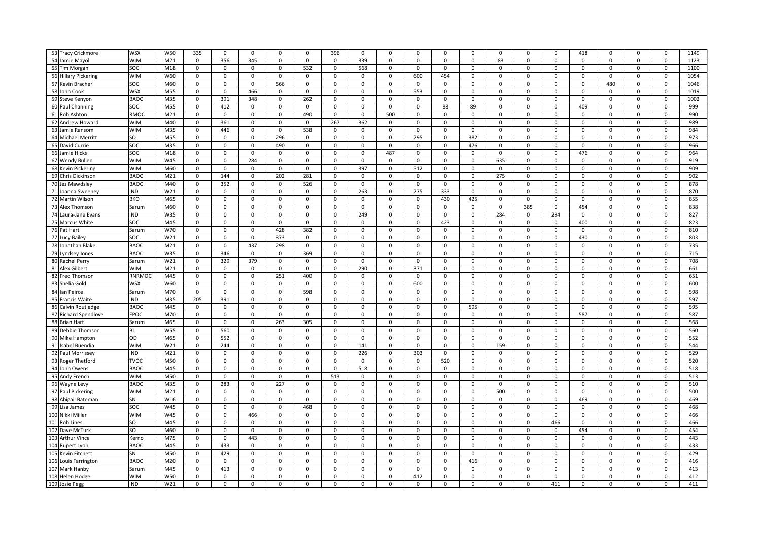| | | | | | | | | | | | | | | | | | | | | | | | | |
|---|---|---|---|---|---|---|---|---|---|---|---|---|---|---|---|---|---|---|---|---|---|---|---|---|
| 53 | Tracy Crickmore | WSX | W50 | 335 | 0 | 0 | 0 | 0 | 396 | 0 | 0 | 0 | 0 | 0 | 0 | 0 | 0 | 0 | 418 | 0 | 0 | 0 | 0 | 1149 |
| 54 | Jamie Mayol | WIM | M21 | 0 | 356 | 345 | 0 | 0 | 0 | 339 | 0 | 0 | 0 | 0 | 0 | 83 | 0 | 0 | 0 | 0 | 0 | 0 | 0 | 1123 |
| 55 | Tim Morgan | SOC | M18 | 0 | 0 | 0 | 0 | 532 | 0 | 568 | 0 | 0 | 0 | 0 | 0 | 0 | 0 | 0 | 0 | 0 | 0 | 0 | 0 | 1100 |
| 56 | Hillary Pickering | WIM | W60 | 0 | 0 | 0 | 0 | 0 | 0 | 0 | 0 | 0 | 600 | 454 | 0 | 0 | 0 | 0 | 0 | 0 | 0 | 0 | 0 | 1054 |
| 57 | Kevin Bracher | SOC | M60 | 0 | 0 | 0 | 566 | 0 | 0 | 0 | 0 | 0 | 0 | 0 | 0 | 0 | 0 | 0 | 0 | 480 | 0 | 0 | 0 | 1046 |
| 58 | John Cook | WSX | M55 | 0 | 0 | 466 | 0 | 0 | 0 | 0 | 0 | 0 | 553 | 0 | 0 | 0 | 0 | 0 | 0 | 0 | 0 | 0 | 0 | 1019 |
| 59 | Steve Kenyon | BAOC | M35 | 0 | 391 | 348 | 0 | 262 | 0 | 0 | 0 | 0 | 0 | 0 | 0 | 0 | 0 | 0 | 0 | 0 | 0 | 0 | 0 | 1002 |
| 60 | Paul Channing | SOC | M55 | 0 | 412 | 0 | 0 | 0 | 0 | 0 | 0 | 0 | 0 | 88 | 89 | 0 | 0 | 0 | 409 | 0 | 0 | 0 | 0 | 999 |
| 61 | Rob Ashton | RMOC | M21 | 0 | 0 | 0 | 0 | 490 | 0 | 0 | 500 | 0 | 0 | 0 | 0 | 0 | 0 | 0 | 0 | 0 | 0 | 0 | 0 | 990 |
| 62 | Andrew Howard | WIM | M40 | 0 | 361 | 0 | 0 | 0 | 267 | 362 | 0 | 0 | 0 | 0 | 0 | 0 | 0 | 0 | 0 | 0 | 0 | 0 | 0 | 989 |
| 63 | Jamie Ransom | WIM | M35 | 0 | 446 | 0 | 0 | 538 | 0 | 0 | 0 | 0 | 0 | 0 | 0 | 0 | 0 | 0 | 0 | 0 | 0 | 0 | 0 | 984 |
| 64 | Michael Merritt | SO | M55 | 0 | 0 | 0 | 296 | 0 | 0 | 0 | 0 | 0 | 295 | 0 | 382 | 0 | 0 | 0 | 0 | 0 | 0 | 0 | 0 | 973 |
| 65 | David Currie | SOC | M35 | 0 | 0 | 0 | 490 | 0 | 0 | 0 | 0 | 0 | 0 | 0 | 476 | 0 | 0 | 0 | 0 | 0 | 0 | 0 | 0 | 966 |
| 66 | Jamie Hicks | SOC | M18 | 0 | 0 | 0 | 0 | 0 | 0 | 0 | 487 | 0 | 0 | 0 | 0 | 0 | 0 | 0 | 476 | 0 | 0 | 0 | 0 | 964 |
| 67 | Wendy Bullen | WIM | W45 | 0 | 0 | 284 | 0 | 0 | 0 | 0 | 0 | 0 | 0 | 0 | 0 | 635 | 0 | 0 | 0 | 0 | 0 | 0 | 0 | 919 |
| 68 | Kevin Pickering | WIM | M60 | 0 | 0 | 0 | 0 | 0 | 0 | 397 | 0 | 0 | 512 | 0 | 0 | 0 | 0 | 0 | 0 | 0 | 0 | 0 | 0 | 909 |
| 69 | Chris Dickinson | BAOC | M21 | 0 | 144 | 0 | 202 | 281 | 0 | 0 | 0 | 0 | 0 | 0 | 0 | 275 | 0 | 0 | 0 | 0 | 0 | 0 | 0 | 902 |
| 70 | Jez Mawdsley | BAOC | M40 | 0 | 352 | 0 | 0 | 526 | 0 | 0 | 0 | 0 | 0 | 0 | 0 | 0 | 0 | 0 | 0 | 0 | 0 | 0 | 0 | 878 |
| 71 | Joanna Sweeney | IND | W21 | 0 | 0 | 0 | 0 | 0 | 0 | 263 | 0 | 0 | 275 | 333 | 0 | 0 | 0 | 0 | 0 | 0 | 0 | 0 | 0 | 870 |
| 72 | Martin Wilson | BKO | M65 | 0 | 0 | 0 | 0 | 0 | 0 | 0 | 0 | 0 | 0 | 430 | 425 | 0 | 0 | 0 | 0 | 0 | 0 | 0 | 0 | 855 |
| 73 | Alex Thomson | Sarum | M60 | 0 | 0 | 0 | 0 | 0 | 0 | 0 | 0 | 0 | 0 | 0 | 0 | 0 | 385 | 0 | 454 | 0 | 0 | 0 | 0 | 838 |
| 74 | Laura-Jane Evans | IND | W35 | 0 | 0 | 0 | 0 | 0 | 0 | 249 | 0 | 0 | 0 | 0 | 0 | 284 | 0 | 294 | 0 | 0 | 0 | 0 | 0 | 827 |
| 75 | Marcus White | SOC | M45 | 0 | 0 | 0 | 0 | 0 | 0 | 0 | 0 | 0 | 0 | 423 | 0 | 0 | 0 | 0 | 400 | 0 | 0 | 0 | 0 | 823 |
| 76 | Pat Hart | Sarum | W70 | 0 | 0 | 0 | 428 | 382 | 0 | 0 | 0 | 0 | 0 | 0 | 0 | 0 | 0 | 0 | 0 | 0 | 0 | 0 | 0 | 810 |
| 77 | Lucy Bailey | SOC | W21 | 0 | 0 | 0 | 373 | 0 | 0 | 0 | 0 | 0 | 0 | 0 | 0 | 0 | 0 | 0 | 430 | 0 | 0 | 0 | 0 | 803 |
| 78 | Jonathan Blake | BAOC | M21 | 0 | 0 | 437 | 298 | 0 | 0 | 0 | 0 | 0 | 0 | 0 | 0 | 0 | 0 | 0 | 0 | 0 | 0 | 0 | 0 | 735 |
| 79 | Lyndsey Jones | BAOC | W35 | 0 | 346 | 0 | 0 | 369 | 0 | 0 | 0 | 0 | 0 | 0 | 0 | 0 | 0 | 0 | 0 | 0 | 0 | 0 | 0 | 715 |
| 80 | Rachel Perry | Sarum | W21 | 0 | 329 | 379 | 0 | 0 | 0 | 0 | 0 | 0 | 0 | 0 | 0 | 0 | 0 | 0 | 0 | 0 | 0 | 0 | 0 | 708 |
| 81 | Alex Gilbert | WIM | M21 | 0 | 0 | 0 | 0 | 0 | 0 | 290 | 0 | 0 | 371 | 0 | 0 | 0 | 0 | 0 | 0 | 0 | 0 | 0 | 0 | 661 |
| 82 | Fred Thomson | RNRMOC | M45 | 0 | 0 | 0 | 251 | 400 | 0 | 0 | 0 | 0 | 0 | 0 | 0 | 0 | 0 | 0 | 0 | 0 | 0 | 0 | 0 | 651 |
| 83 | Shelia Gold | WSX | W60 | 0 | 0 | 0 | 0 | 0 | 0 | 0 | 0 | 0 | 600 | 0 | 0 | 0 | 0 | 0 | 0 | 0 | 0 | 0 | 0 | 600 |
| 84 | Ian Peirce | Sarum | M70 | 0 | 0 | 0 | 0 | 598 | 0 | 0 | 0 | 0 | 0 | 0 | 0 | 0 | 0 | 0 | 0 | 0 | 0 | 0 | 0 | 598 |
| 85 | Francis Waite | IND | M35 | 205 | 391 | 0 | 0 | 0 | 0 | 0 | 0 | 0 | 0 | 0 | 0 | 0 | 0 | 0 | 0 | 0 | 0 | 0 | 0 | 597 |
| 86 | Calvin Routledge | BAOC | M45 | 0 | 0 | 0 | 0 | 0 | 0 | 0 | 0 | 0 | 0 | 0 | 595 | 0 | 0 | 0 | 0 | 0 | 0 | 0 | 0 | 595 |
| 87 | Richard Spendlove | EPOC | M70 | 0 | 0 | 0 | 0 | 0 | 0 | 0 | 0 | 0 | 0 | 0 | 0 | 0 | 0 | 0 | 587 | 0 | 0 | 0 | 0 | 587 |
| 88 | Brian Hart | Sarum | M65 | 0 | 0 | 0 | 263 | 305 | 0 | 0 | 0 | 0 | 0 | 0 | 0 | 0 | 0 | 0 | 0 | 0 | 0 | 0 | 0 | 568 |
| 89 | Debbie Thomson | BL | W55 | 0 | 560 | 0 | 0 | 0 | 0 | 0 | 0 | 0 | 0 | 0 | 0 | 0 | 0 | 0 | 0 | 0 | 0 | 0 | 0 | 560 |
| 90 | Mike Hampton | OD | M65 | 0 | 552 | 0 | 0 | 0 | 0 | 0 | 0 | 0 | 0 | 0 | 0 | 0 | 0 | 0 | 0 | 0 | 0 | 0 | 0 | 552 |
| 91 | Isabel Buendia | WIM | W21 | 0 | 244 | 0 | 0 | 0 | 0 | 141 | 0 | 0 | 0 | 0 | 0 | 159 | 0 | 0 | 0 | 0 | 0 | 0 | 0 | 544 |
| 92 | Paul Morrissey | IND | M21 | 0 | 0 | 0 | 0 | 0 | 0 | 226 | 0 | 0 | 303 | 0 | 0 | 0 | 0 | 0 | 0 | 0 | 0 | 0 | 0 | 529 |
| 93 | Roger Thetford | TVOC | M50 | 0 | 0 | 0 | 0 | 0 | 0 | 0 | 0 | 0 | 0 | 520 | 0 | 0 | 0 | 0 | 0 | 0 | 0 | 0 | 0 | 520 |
| 94 | John Owens | BAOC | M45 | 0 | 0 | 0 | 0 | 0 | 0 | 518 | 0 | 0 | 0 | 0 | 0 | 0 | 0 | 0 | 0 | 0 | 0 | 0 | 0 | 518 |
| 95 | Andy French | WIM | M50 | 0 | 0 | 0 | 0 | 0 | 513 | 0 | 0 | 0 | 0 | 0 | 0 | 0 | 0 | 0 | 0 | 0 | 0 | 0 | 0 | 513 |
| 96 | Wayne Levy | BAOC | M35 | 0 | 283 | 0 | 227 | 0 | 0 | 0 | 0 | 0 | 0 | 0 | 0 | 0 | 0 | 0 | 0 | 0 | 0 | 0 | 0 | 510 |
| 97 | Paul Pickering | WIM | M21 | 0 | 0 | 0 | 0 | 0 | 0 | 0 | 0 | 0 | 0 | 0 | 0 | 500 | 0 | 0 | 0 | 0 | 0 | 0 | 0 | 500 |
| 98 | Abigail Bateman | SN | W16 | 0 | 0 | 0 | 0 | 0 | 0 | 0 | 0 | 0 | 0 | 0 | 0 | 0 | 0 | 0 | 469 | 0 | 0 | 0 | 0 | 469 |
| 99 | Lisa James | SOC | W45 | 0 | 0 | 0 | 0 | 468 | 0 | 0 | 0 | 0 | 0 | 0 | 0 | 0 | 0 | 0 | 0 | 0 | 0 | 0 | 0 | 468 |
| 100 | Nikki Miller | WIM | W45 | 0 | 0 | 466 | 0 | 0 | 0 | 0 | 0 | 0 | 0 | 0 | 0 | 0 | 0 | 0 | 0 | 0 | 0 | 0 | 0 | 466 |
| 101 | Rob Lines | SO | M45 | 0 | 0 | 0 | 0 | 0 | 0 | 0 | 0 | 0 | 0 | 0 | 0 | 0 | 0 | 466 | 0 | 0 | 0 | 0 | 0 | 466 |
| 102 | Dave McTurk | SO | M60 | 0 | 0 | 0 | 0 | 0 | 0 | 0 | 0 | 0 | 0 | 0 | 0 | 0 | 0 | 0 | 454 | 0 | 0 | 0 | 0 | 454 |
| 103 | Arthur Vince | Kerno | M75 | 0 | 0 | 443 | 0 | 0 | 0 | 0 | 0 | 0 | 0 | 0 | 0 | 0 | 0 | 0 | 0 | 0 | 0 | 0 | 0 | 443 |
| 104 | Rupert Lyon | BAOC | M45 | 0 | 433 | 0 | 0 | 0 | 0 | 0 | 0 | 0 | 0 | 0 | 0 | 0 | 0 | 0 | 0 | 0 | 0 | 0 | 0 | 433 |
| 105 | Kevin Fitchett | SN | M50 | 0 | 429 | 0 | 0 | 0 | 0 | 0 | 0 | 0 | 0 | 0 | 0 | 0 | 0 | 0 | 0 | 0 | 0 | 0 | 0 | 429 |
| 106 | Louis Farrington | BAOC | M20 | 0 | 0 | 0 | 0 | 0 | 0 | 0 | 0 | 0 | 0 | 0 | 416 | 0 | 0 | 0 | 0 | 0 | 0 | 0 | 0 | 416 |
| 107 | Mark Hanby | Sarum | M45 | 0 | 413 | 0 | 0 | 0 | 0 | 0 | 0 | 0 | 0 | 0 | 0 | 0 | 0 | 0 | 0 | 0 | 0 | 0 | 0 | 413 |
| 108 | Helen Hodge | WIM | W50 | 0 | 0 | 0 | 0 | 0 | 0 | 0 | 0 | 0 | 412 | 0 | 0 | 0 | 0 | 0 | 0 | 0 | 0 | 0 | 0 | 412 |
| 109 | Josie Pegg | IND | W21 | 0 | 0 | 0 | 0 | 0 | 0 | 0 | 0 | 0 | 0 | 0 | 0 | 0 | 0 | 411 | 0 | 0 | 0 | 0 | 0 | 411 |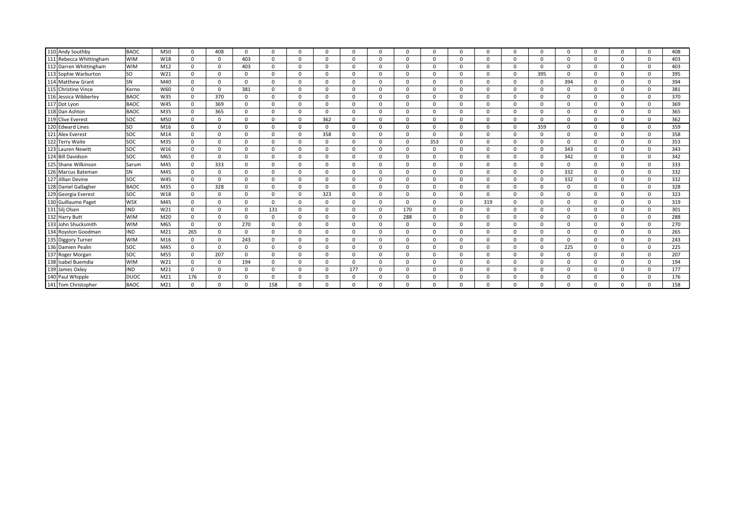| | | | | | | | | | | | | | | | | | | | | | | | | |
|---|---|---|---|---|---|---|---|---|---|---|---|---|---|---|---|---|---|---|---|---|---|---|---|---|
| 110 | Andy Southby | BAOC | M50 | 0 | 408 | 0 | 0 | 0 | 0 | 0 | 0 | 0 | 0 | 0 | 0 | 0 | 0 | 0 | 0 | 0 | 0 | 0 | 0 | 408 |
| 111 | Rebecca Whittingham | WIM | W18 | 0 | 0 | 403 | 0 | 0 | 0 | 0 | 0 | 0 | 0 | 0 | 0 | 0 | 0 | 0 | 0 | 0 | 0 | 0 | 0 | 403 |
| 112 | Darren Whittingham | WIM | M12 | 0 | 0 | 403 | 0 | 0 | 0 | 0 | 0 | 0 | 0 | 0 | 0 | 0 | 0 | 0 | 0 | 0 | 0 | 0 | 0 | 403 |
| 113 | Sophie Warburton | SO | W21 | 0 | 0 | 0 | 0 | 0 | 0 | 0 | 0 | 0 | 0 | 0 | 0 | 0 | 0 | 0 | 395 | 0 | 0 | 0 | 0 | 395 |
| 114 | Matthew Grant | SN | M40 | 0 | 0 | 0 | 0 | 0 | 0 | 0 | 0 | 0 | 0 | 0 | 0 | 0 | 0 | 0 | 0 | 394 | 0 | 0 | 0 | 394 |
| 115 | Christine Vince | Kerno | W60 | 0 | 0 | 381 | 0 | 0 | 0 | 0 | 0 | 0 | 0 | 0 | 0 | 0 | 0 | 0 | 0 | 0 | 0 | 0 | 0 | 381 |
| 116 | Jessica Wibberley | BAOC | W35 | 0 | 370 | 0 | 0 | 0 | 0 | 0 | 0 | 0 | 0 | 0 | 0 | 0 | 0 | 0 | 0 | 0 | 0 | 0 | 0 | 370 |
| 117 | Dot Lyon | BAOC | W45 | 0 | 369 | 0 | 0 | 0 | 0 | 0 | 0 | 0 | 0 | 0 | 0 | 0 | 0 | 0 | 0 | 0 | 0 | 0 | 0 | 369 |
| 118 | Dan Ashton | BAOC | M35 | 0 | 365 | 0 | 0 | 0 | 0 | 0 | 0 | 0 | 0 | 0 | 0 | 0 | 0 | 0 | 0 | 0 | 0 | 0 | 0 | 365 |
| 119 | Clive Everest | SOC | M50 | 0 | 0 | 0 | 0 | 0 | 0 | 362 | 0 | 0 | 0 | 0 | 0 | 0 | 0 | 0 | 0 | 0 | 0 | 0 | 0 | 362 |
| 120 | Edward Lines | SO | M16 | 0 | 0 | 0 | 0 | 0 | 0 | 0 | 0 | 0 | 0 | 0 | 0 | 0 | 0 | 0 | 359 | 0 | 0 | 0 | 0 | 359 |
| 121 | Alex Everest | SOC | M14 | 0 | 0 | 0 | 0 | 0 | 0 | 358 | 0 | 0 | 0 | 0 | 0 | 0 | 0 | 0 | 0 | 0 | 0 | 0 | 0 | 358 |
| 122 | Terry Waite | SOC | M35 | 0 | 0 | 0 | 0 | 0 | 0 | 0 | 0 | 0 | 0 | 353 | 0 | 0 | 0 | 0 | 0 | 0 | 0 | 0 | 0 | 353 |
| 123 | Lauren Newitt | SOC | W16 | 0 | 0 | 0 | 0 | 0 | 0 | 0 | 0 | 0 | 0 | 0 | 0 | 0 | 0 | 0 | 0 | 343 | 0 | 0 | 0 | 343 |
| 124 | Bill Davidson | SOC | M65 | 0 | 0 | 0 | 0 | 0 | 0 | 0 | 0 | 0 | 0 | 0 | 0 | 0 | 0 | 0 | 0 | 342 | 0 | 0 | 0 | 342 |
| 125 | Shane Wilkinson | Sarum | M45 | 0 | 333 | 0 | 0 | 0 | 0 | 0 | 0 | 0 | 0 | 0 | 0 | 0 | 0 | 0 | 0 | 0 | 0 | 0 | 0 | 333 |
| 126 | Marcus Bateman | SN | M45 | 0 | 0 | 0 | 0 | 0 | 0 | 0 | 0 | 0 | 0 | 0 | 0 | 0 | 0 | 0 | 0 | 332 | 0 | 0 | 0 | 332 |
| 127 | Jillian Devine | SOC | W45 | 0 | 0 | 0 | 0 | 0 | 0 | 0 | 0 | 0 | 0 | 0 | 0 | 0 | 0 | 0 | 0 | 332 | 0 | 0 | 0 | 332 |
| 128 | Daniel Gallagher | BAOC | M35 | 0 | 328 | 0 | 0 | 0 | 0 | 0 | 0 | 0 | 0 | 0 | 0 | 0 | 0 | 0 | 0 | 0 | 0 | 0 | 0 | 328 |
| 129 | Georgia Everest | SOC | W18 | 0 | 0 | 0 | 0 | 0 | 0 | 323 | 0 | 0 | 0 | 0 | 0 | 0 | 0 | 0 | 0 | 0 | 0 | 0 | 0 | 323 |
| 130 | Guillaume Paget | WSX | M45 | 0 | 0 | 0 | 0 | 0 | 0 | 0 | 0 | 0 | 0 | 0 | 0 | 0 | 319 | 0 | 0 | 0 | 0 | 0 | 0 | 319 |
| 131 | Silj Olsen | IND | W21 | 0 | 0 | 0 | 0 | 131 | 0 | 0 | 0 | 0 | 170 | 0 | 0 | 0 | 0 | 0 | 0 | 0 | 0 | 0 | 0 | 301 |
| 132 | Harry Butt | WIM | M20 | 0 | 0 | 0 | 0 | 0 | 0 | 0 | 0 | 0 | 288 | 0 | 0 | 0 | 0 | 0 | 0 | 0 | 0 | 0 | 0 | 288 |
| 133 | John Shucksmith | WIM | M65 | 0 | 0 | 270 | 0 | 0 | 0 | 0 | 0 | 0 | 0 | 0 | 0 | 0 | 0 | 0 | 0 | 0 | 0 | 0 | 0 | 270 |
| 134 | Royston Goodman | IND | M21 | 265 | 0 | 0 | 0 | 0 | 0 | 0 | 0 | 0 | 0 | 0 | 0 | 0 | 0 | 0 | 0 | 0 | 0 | 0 | 0 | 265 |
| 135 | Diggory Turner | WIM | M16 | 0 | 0 | 243 | 0 | 0 | 0 | 0 | 0 | 0 | 0 | 0 | 0 | 0 | 0 | 0 | 0 | 0 | 0 | 0 | 0 | 243 |
| 136 | Damien Pealin | SOC | M45 | 0 | 0 | 0 | 0 | 0 | 0 | 0 | 0 | 0 | 0 | 0 | 0 | 0 | 0 | 0 | 0 | 225 | 0 | 0 | 0 | 225 |
| 137 | Roger Morgan | SOC | M55 | 0 | 207 | 0 | 0 | 0 | 0 | 0 | 0 | 0 | 0 | 0 | 0 | 0 | 0 | 0 | 0 | 0 | 0 | 0 | 0 | 207 |
| 138 | Isabel Buemdia | WIM | W21 | 0 | 0 | 194 | 0 | 0 | 0 | 0 | 0 | 0 | 0 | 0 | 0 | 0 | 0 | 0 | 0 | 0 | 0 | 0 | 0 | 194 |
| 139 | James Oxley | IND | M21 | 0 | 0 | 0 | 0 | 0 | 0 | 0 | 177 | 0 | 0 | 0 | 0 | 0 | 0 | 0 | 0 | 0 | 0 | 0 | 0 | 177 |
| 140 | Paul Whipple | DUOC | M21 | 176 | 0 | 0 | 0 | 0 | 0 | 0 | 0 | 0 | 0 | 0 | 0 | 0 | 0 | 0 | 0 | 0 | 0 | 0 | 0 | 176 |
| 141 | Tom Christopher | BAOC | M21 | 0 | 0 | 0 | 0 | 158 | 0 | 0 | 0 | 0 | 0 | 0 | 0 | 0 | 0 | 0 | 0 | 0 | 0 | 0 | 0 | 158 |